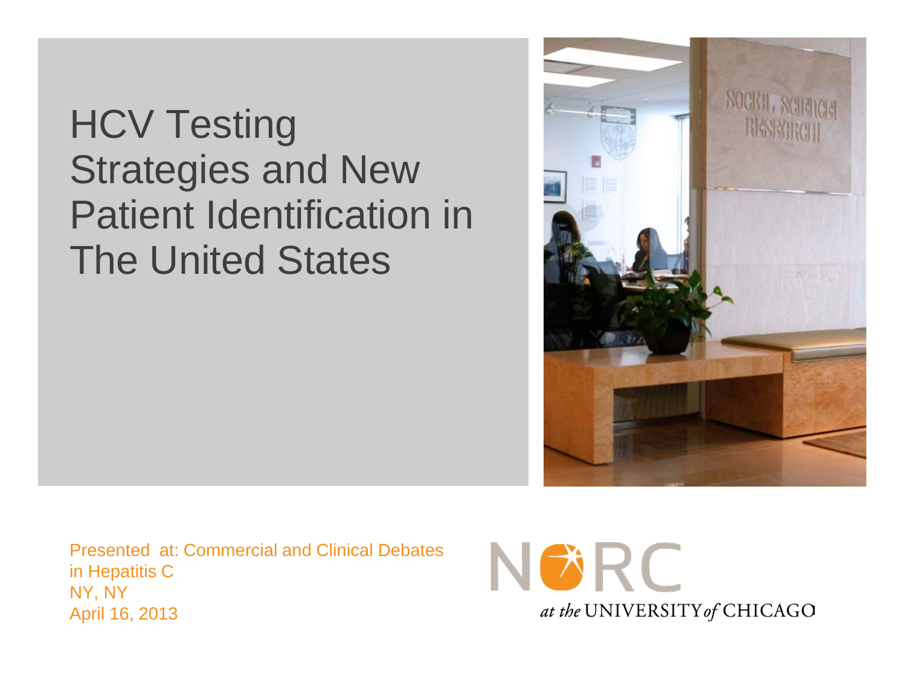# HCV Testing Strategies and New Patient Identification in The United States

Presented at: Commercial and Clinical Debates in Hepatitis C
NY, NY
April 16, 2013

NORC at the UNIVERSITY of CHICAGO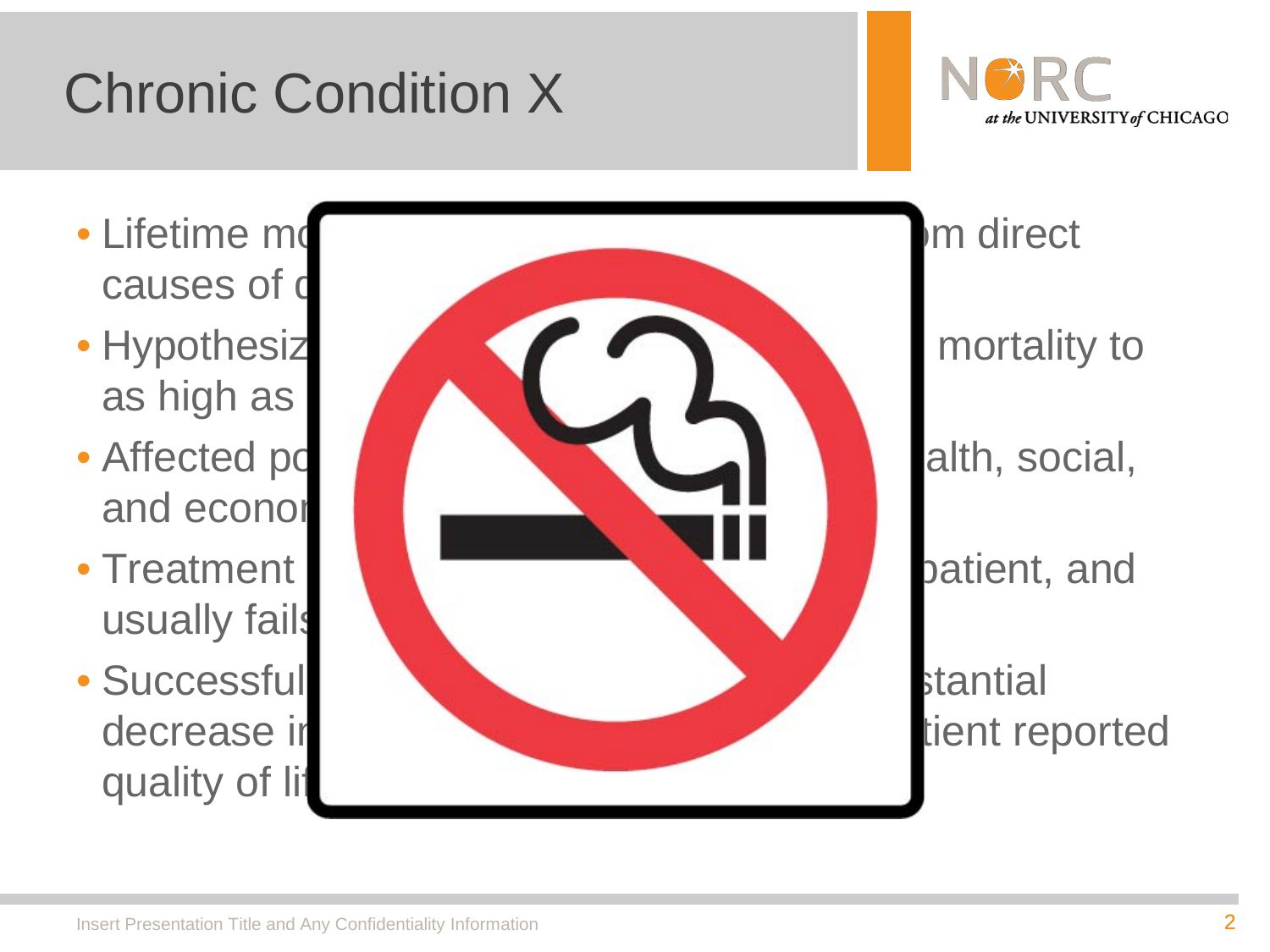# Chronic Condition X

- Lifetime mo m direct causes of c
- Hypothesiz mortality to as high as
- Affected po alth, social, and econor
- Treatment patient, and usually fails
- Successful stantial decrease ir tient reported quality of li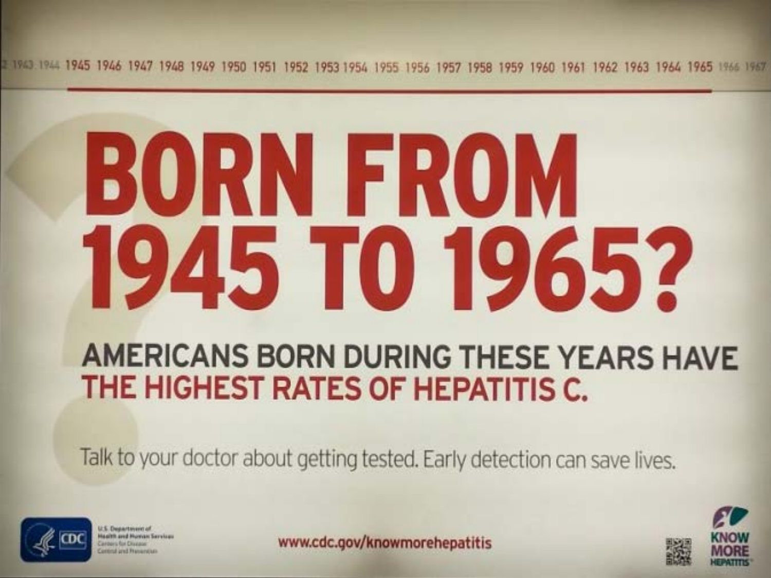1943 1944 1945 1946 1947 1948 1949 1950 1951 1952 1953 1954 1955 1956 1957 1958 1959 1960 1961 1962 1963 1964 1965 1966 1967

# BORN FROM 1945 TO 1965?

## AMERICANS BORN DURING THESE YEARS HAVE THE HIGHEST RATES OF HEPATITIS C.

Talk to your doctor about getting tested. Early detection can save lives.

CDC — U.S. Department of Health and Human Services, Centers for Disease Control and Prevention

www.cdc.gov/knowmorehepatitis

KNOW MORE HEPATITIS™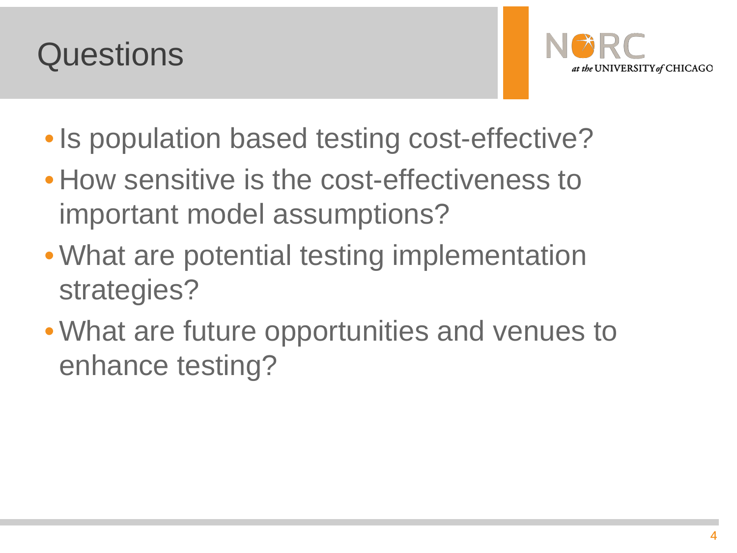# Questions

- Is population based testing cost-effective?
- How sensitive is the cost-effectiveness to important model assumptions?
- What are potential testing implementation strategies?
- What are future opportunities and venues to enhance testing?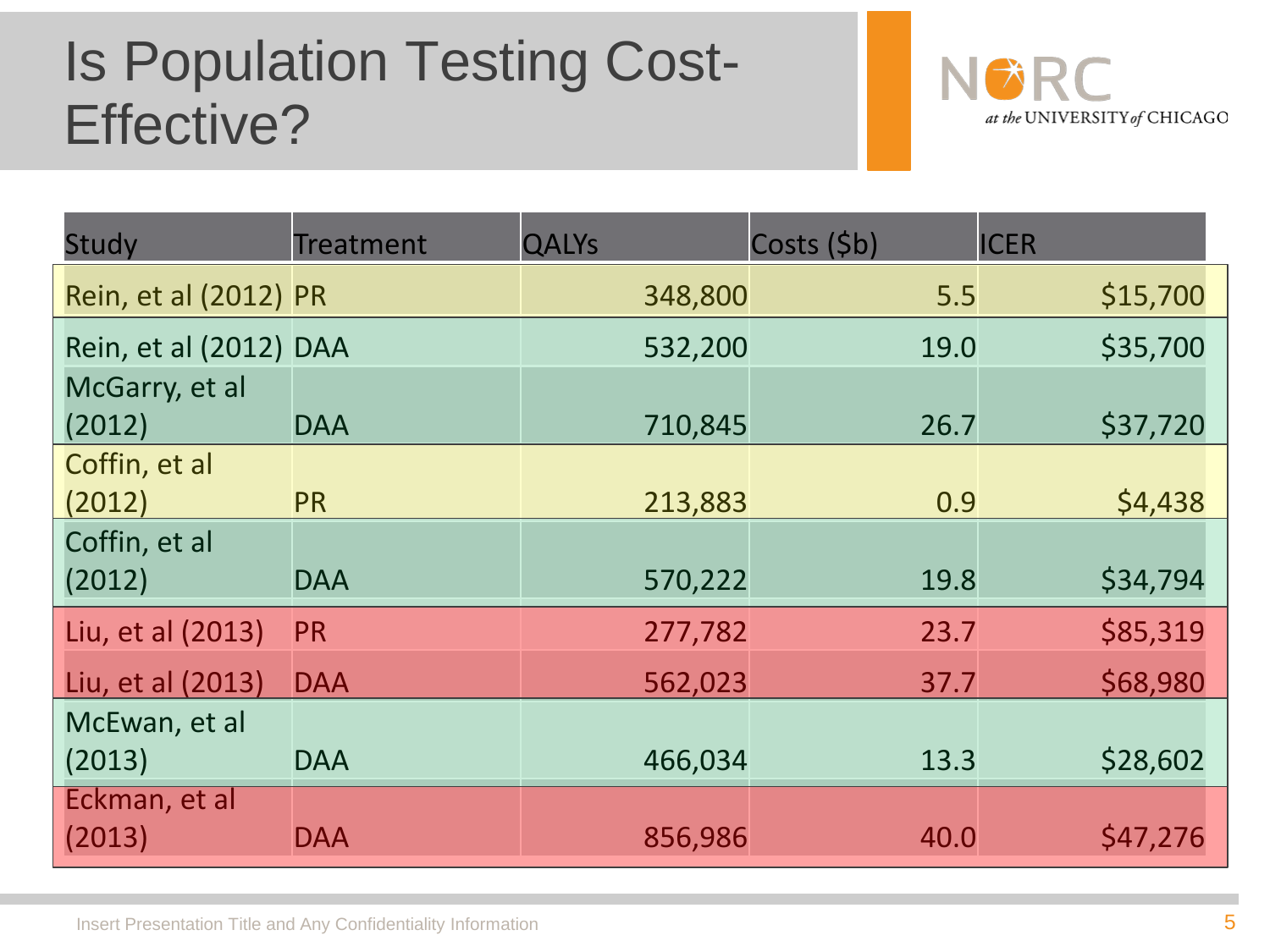# Is Population Testing Cost-Effective?

| Study | Treatment | QALYs | Costs ($b) | ICER |
|---|---|---|---|---|
| Rein, et al (2012) | PR | 348,800 | 5.5 | $15,700 |
| Rein, et al (2012) | DAA | 532,200 | 19.0 | $35,700 |
| McGarry, et al (2012) | DAA | 710,845 | 26.7 | $37,720 |
| Coffin, et al (2012) | PR | 213,883 | 0.9 | $4,438 |
| Coffin, et al (2012) | DAA | 570,222 | 19.8 | $34,794 |
| Liu, et al (2013) | PR | 277,782 | 23.7 | $85,319 |
| Liu, et al (2013) | DAA | 562,023 | 37.7 | $68,980 |
| McEwan, et al (2013) | DAA | 466,034 | 13.3 | $28,602 |
| Eckman, et al (2013) | DAA | 856,986 | 40.0 | $47,276 |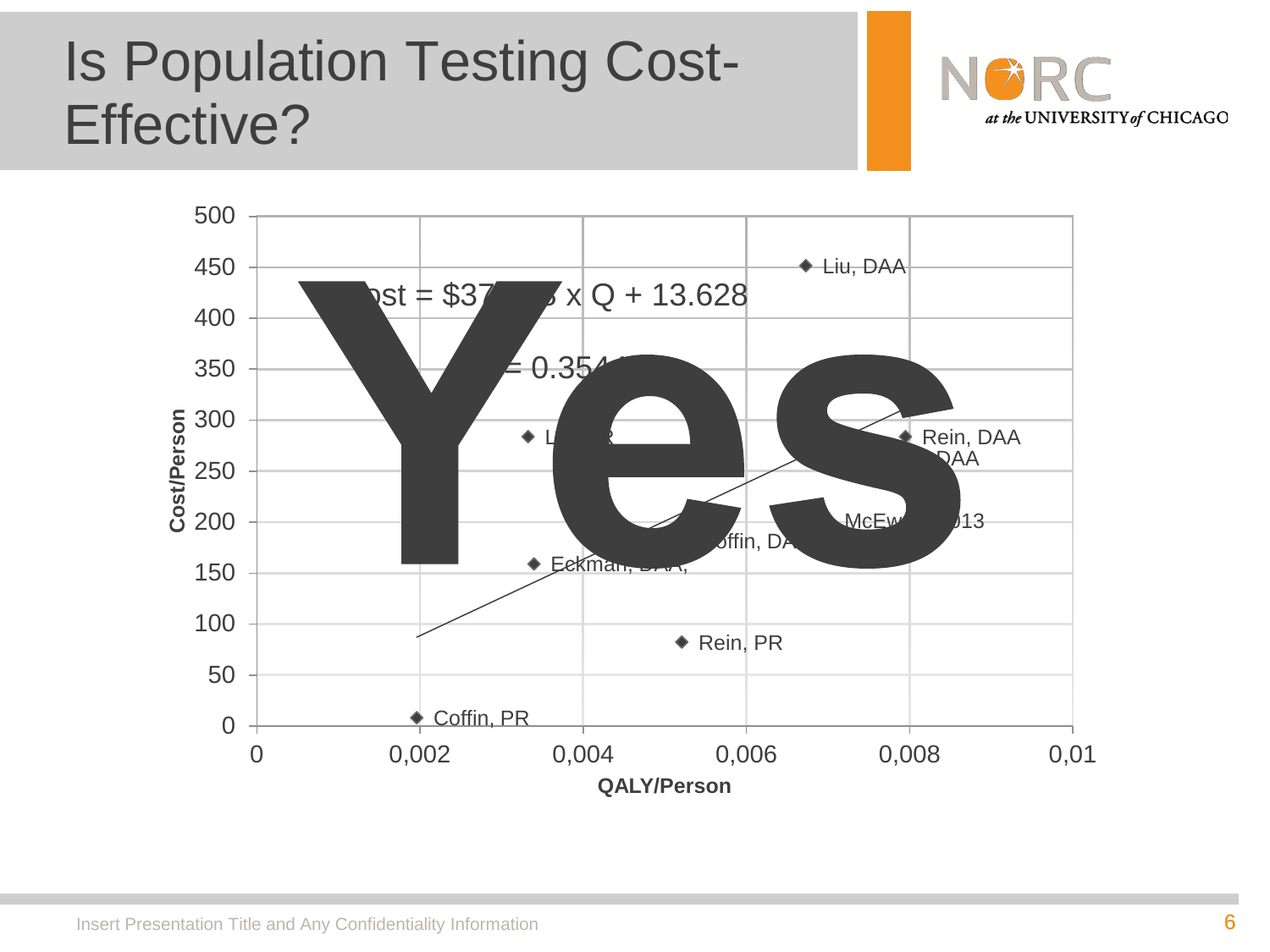# Is Population Testing Cost-Effective?

Yes

ost = $37 x Q + 13.628

= 0.354

| Label | QALY/Person | Cost/Person |
|---|---|---|
| Liu, DAA | | 450 |
| L R | | |
| Rein, DAA | | |
| DAA | | |
| McEw 013 | | |
| offin, DA | | |
| Eckman, DAA, | | |
| Rein, PR | | |
| Coffin, PR | | |

Cost/Person

QALY/Person

0, 50, 100, 150, 200, 250, 300, 350, 400, 450, 500

0, 0,002, 0,004, 0,006, 0,008, 0,01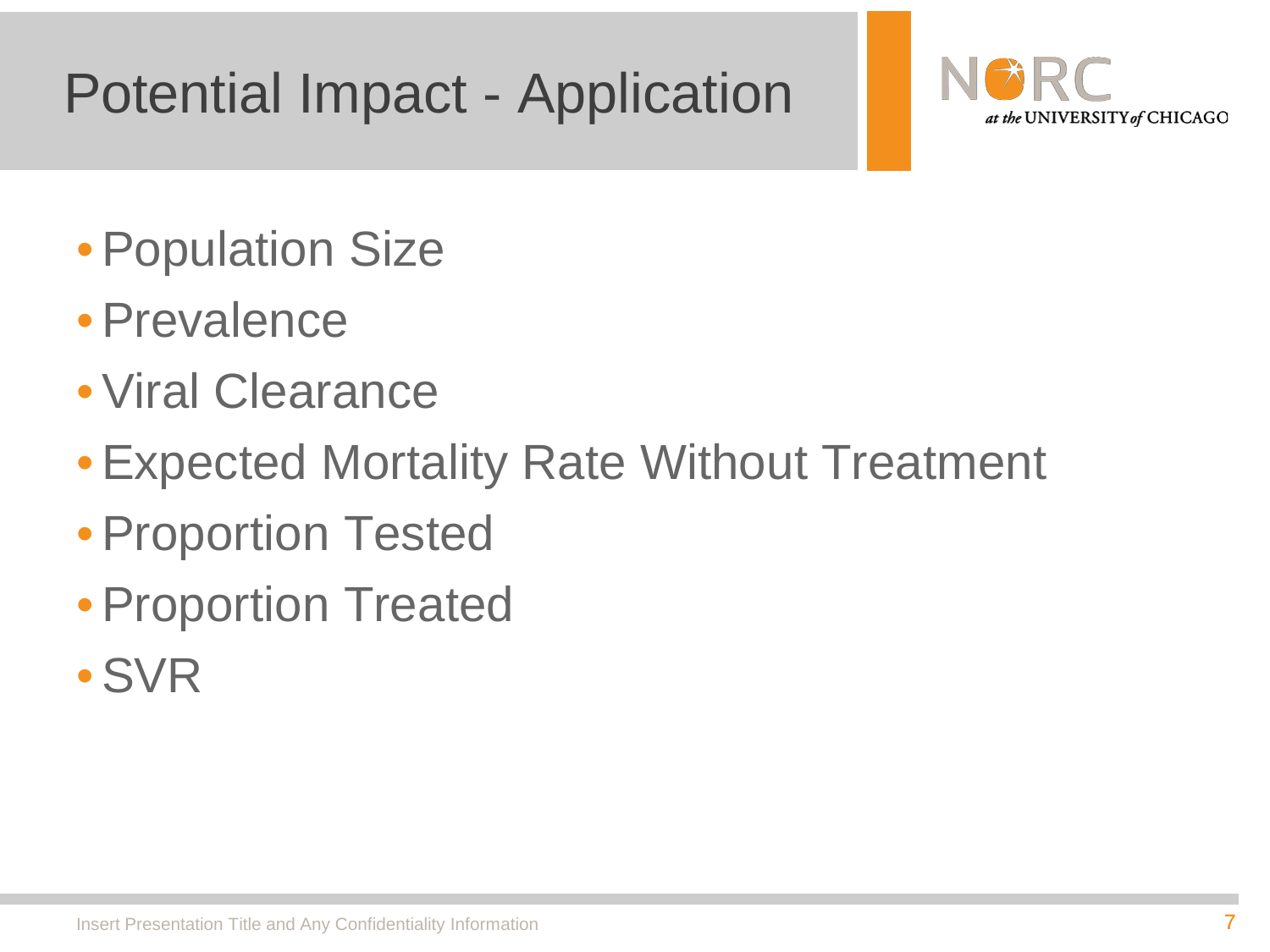# Potential Impact - Application

- Population Size
- Prevalence
- Viral Clearance
- Expected Mortality Rate Without Treatment
- Proportion Tested
- Proportion Treated
- SVR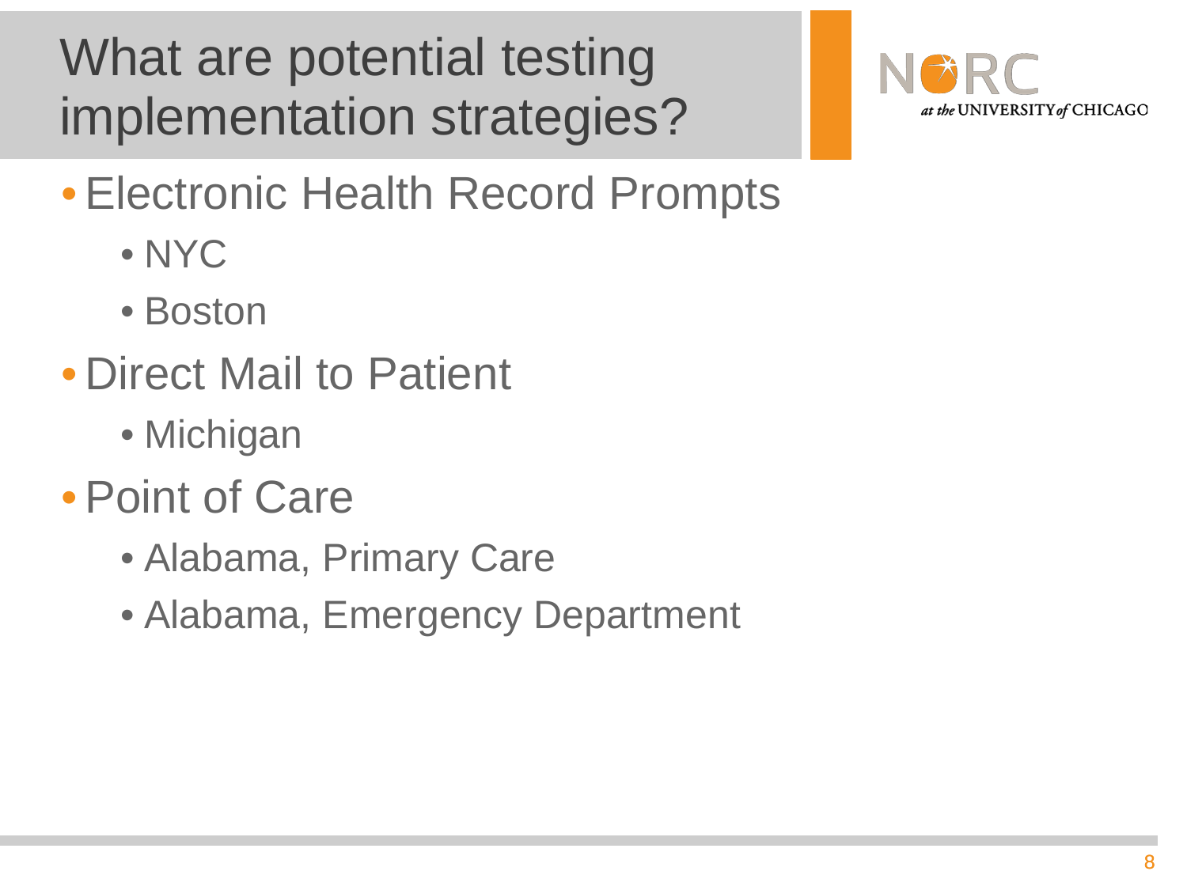# What are potential testing implementation strategies?

- Electronic Health Record Prompts
  - NYC
  - Boston
- Direct Mail to Patient
  - Michigan
- Point of Care
  - Alabama, Primary Care
  - Alabama, Emergency Department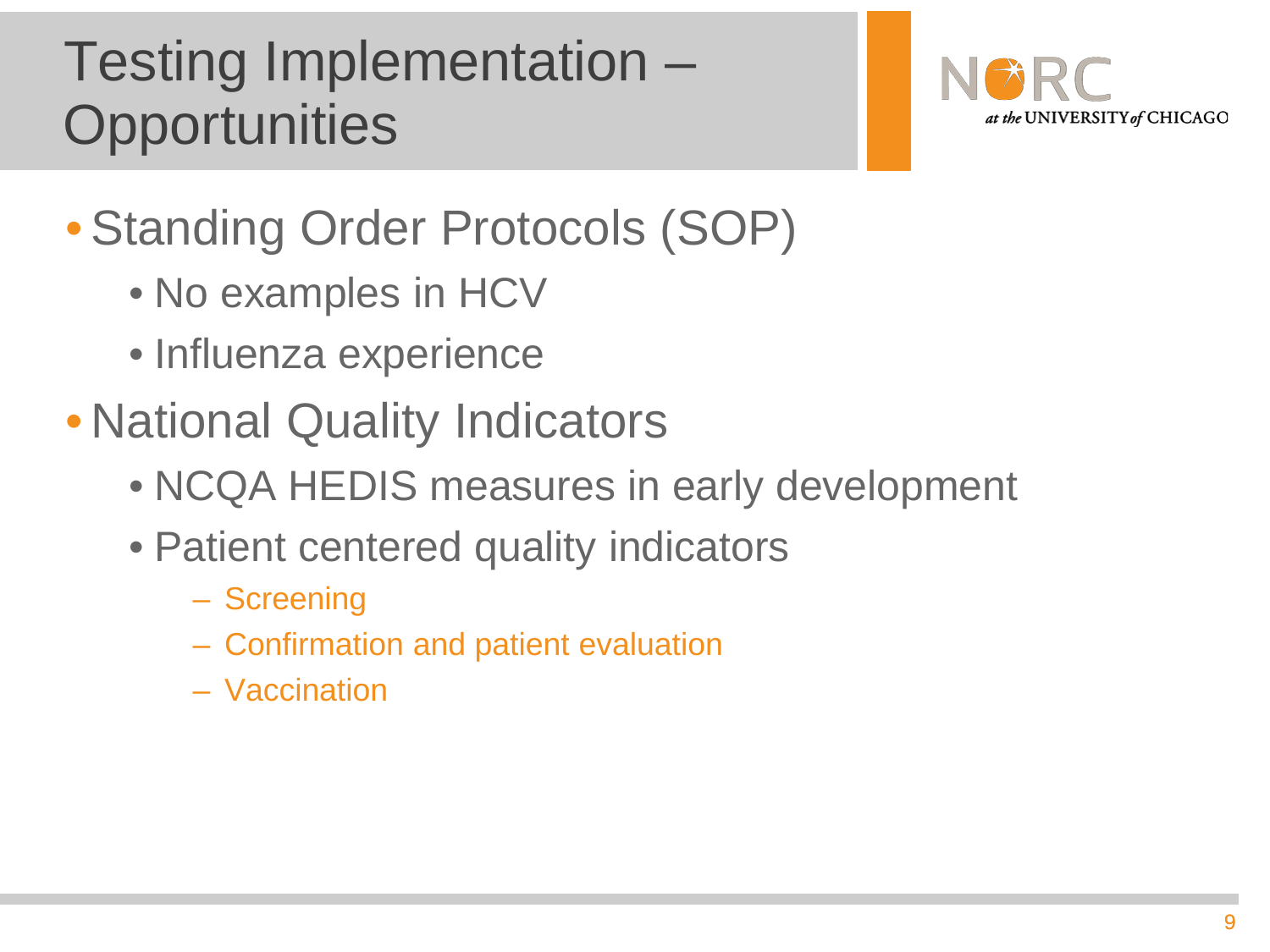# Testing Implementation – Opportunities

- Standing Order Protocols (SOP)
  - No examples in HCV
  - Influenza experience
- National Quality Indicators
  - NCQA HEDIS measures in early development
  - Patient centered quality indicators
    - Screening
    - Confirmation and patient evaluation
    - Vaccination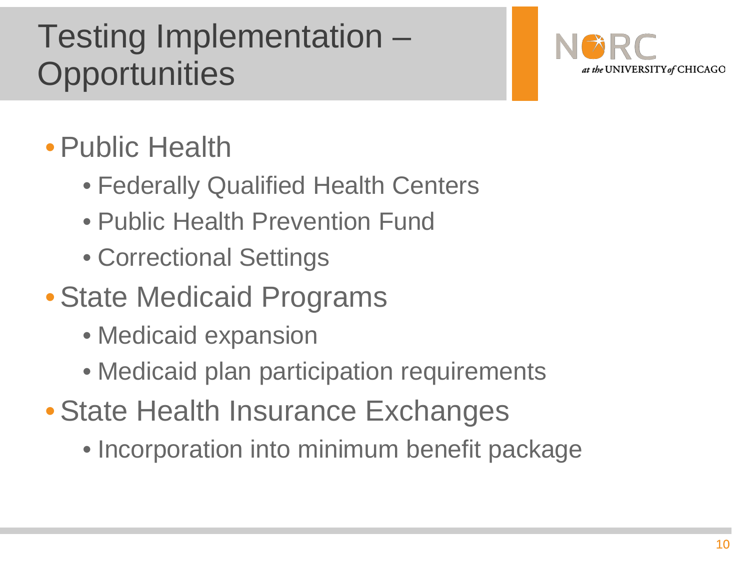# Testing Implementation – Opportunities

- Public Health
  - Federally Qualified Health Centers
  - Public Health Prevention Fund
  - Correctional Settings
- State Medicaid Programs
  - Medicaid expansion
  - Medicaid plan participation requirements
- State Health Insurance Exchanges
  - Incorporation into minimum benefit package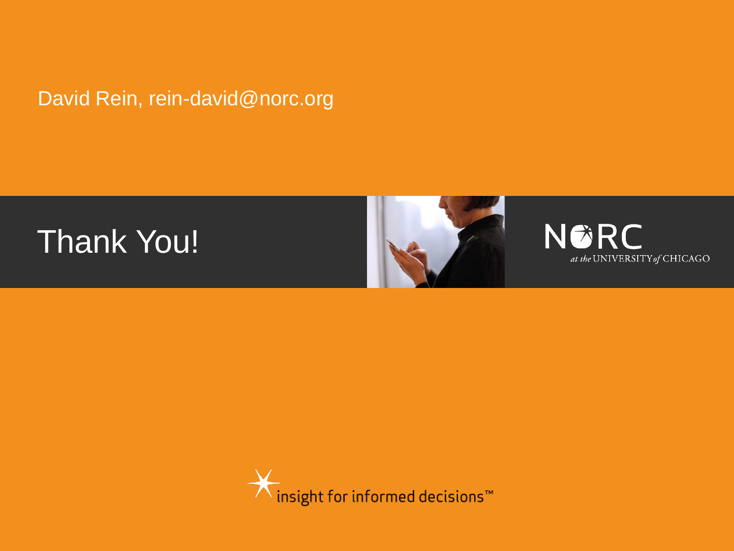David Rein, rein-david@norc.org

# Thank You!

NORC at the UNIVERSITY of CHICAGO

insight for informed decisions™